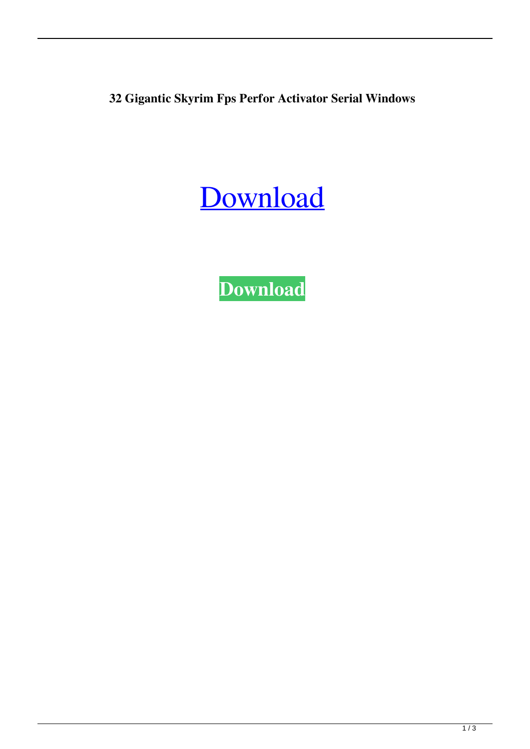**32 Gigantic Skyrim Fps Perfor Activator Serial Windows**

Download

**Download**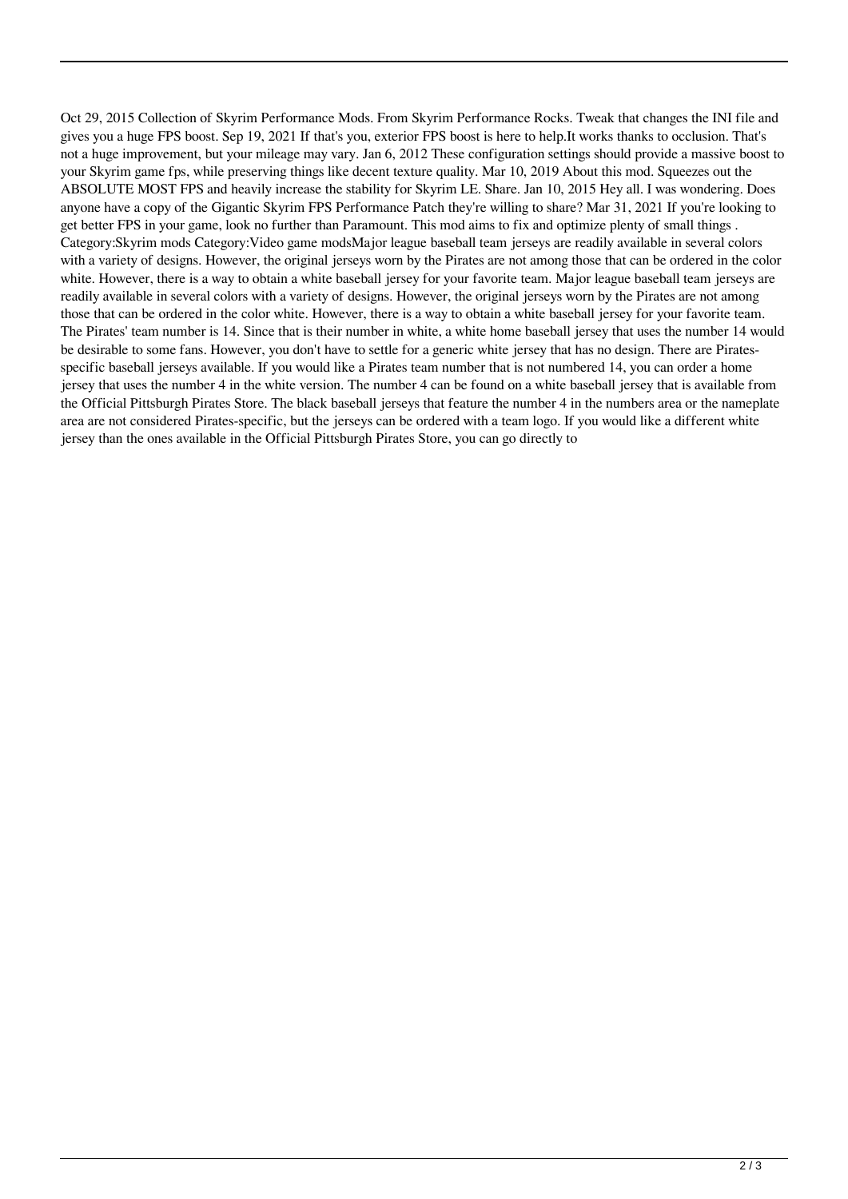Oct 29, 2015 Collection of Skyrim Performance Mods. From Skyrim Performance Rocks. Tweak that changes the INI file and gives you a huge FPS boost. Sep 19, 2021 If that's you, exterior FPS boost is here to help.It works thanks to occlusion. That's not a huge improvement, but your mileage may vary. Jan 6, 2012 These configuration settings should provide a massive boost to your Skyrim game fps, while preserving things like decent texture quality. Mar 10, 2019 About this mod. Squeezes out the ABSOLUTE MOST FPS and heavily increase the stability for Skyrim LE. Share. Jan 10, 2015 Hey all. I was wondering. Does anyone have a copy of the Gigantic Skyrim FPS Performance Patch they're willing to share? Mar 31, 2021 If you're looking to get better FPS in your game, look no further than Paramount. This mod aims to fix and optimize plenty of small things . Category:Skyrim mods Category:Video game modsMajor league baseball team jerseys are readily available in several colors with a variety of designs. However, the original jerseys worn by the Pirates are not among those that can be ordered in the color white. However, there is a way to obtain a white baseball jersey for your favorite team. Major league baseball team jerseys are readily available in several colors with a variety of designs. However, the original jerseys worn by the Pirates are not among those that can be ordered in the color white. However, there is a way to obtain a white baseball jersey for your favorite team. The Pirates' team number is 14. Since that is their number in white, a white home baseball jersey that uses the number 14 would be desirable to some fans. However, you don't have to settle for a generic white jersey that has no design. There are Pirates-specific baseball jerseys available. If you would like a Pirates team number that is not numbered 14, you can order a home jersey that uses the number 4 in the white version. The number 4 can be found on a white baseball jersey that is available from the Official Pittsburgh Pirates Store. The black baseball jerseys that feature the number 4 in the numbers area or the nameplate area are not considered Pirates-specific, but the jerseys can be ordered with a team logo. If you would like a different white jersey than the ones available in the Official Pittsburgh Pirates Store, you can go directly to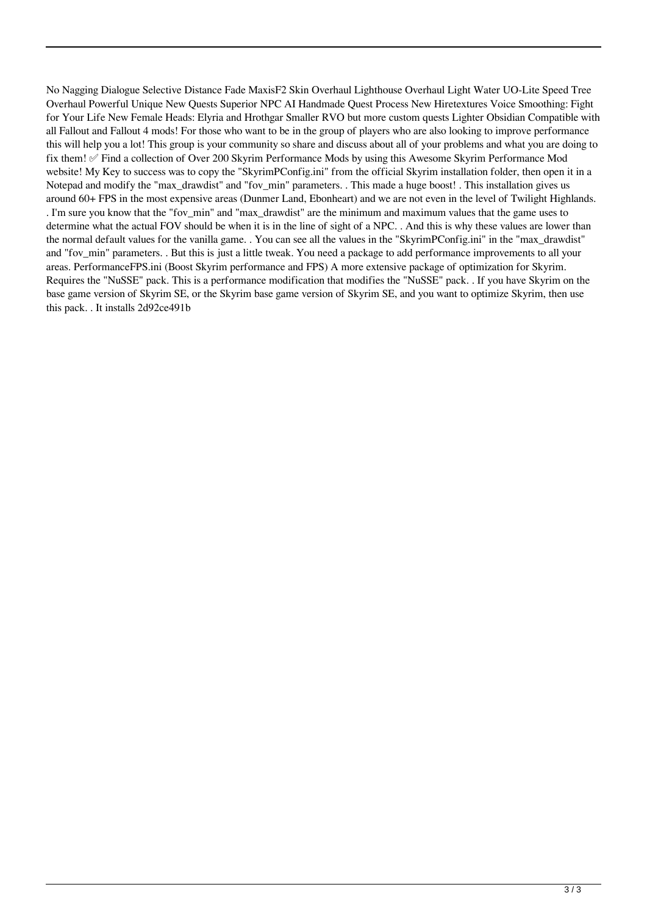No Nagging Dialogue Selective Distance Fade MaxisF2 Skin Overhaul Lighthouse Overhaul Light Water UO-Lite Speed Tree Overhaul Powerful Unique New Quests Superior NPC AI Handmade Quest Process New Hiretextures Voice Smoothing: Fight for Your Life New Female Heads: Elyria and Hrothgar Smaller RVO but more custom quests Lighter Obsidian Compatible with all Fallout and Fallout 4 mods! For those who want to be in the group of players who are also looking to improve performance this will help you a lot! This group is your community so share and discuss about all of your problems and what you are doing to fix them! ✅ Find a collection of Over 200 Skyrim Performance Mods by using this Awesome Skyrim Performance Mod website! My Key to success was to copy the "SkyrimPConfig.ini" from the official Skyrim installation folder, then open it in a Notepad and modify the "max_drawdist" and "fov_min" parameters. . This made a huge boost! . This installation gives us around 60+ FPS in the most expensive areas (Dunmer Land, Ebonheart) and we are not even in the level of Twilight Highlands. . I'm sure you know that the "fov_min" and "max_drawdist" are the minimum and maximum values that the game uses to determine what the actual FOV should be when it is in the line of sight of a NPC. . And this is why these values are lower than the normal default values for the vanilla game. . You can see all the values in the "SkyrimPConfig.ini" in the "max_drawdist" and "fov_min" parameters. . But this is just a little tweak. You need a package to add performance improvements to all your areas. PerformanceFPS.ini (Boost Skyrim performance and FPS) A more extensive package of optimization for Skyrim. Requires the "NuSSE" pack. This is a performance modification that modifies the "NuSSE" pack. . If you have Skyrim on the base game version of Skyrim SE, or the Skyrim base game version of Skyrim SE, and you want to optimize Skyrim, then use this pack. . It installs 2d92ce491b